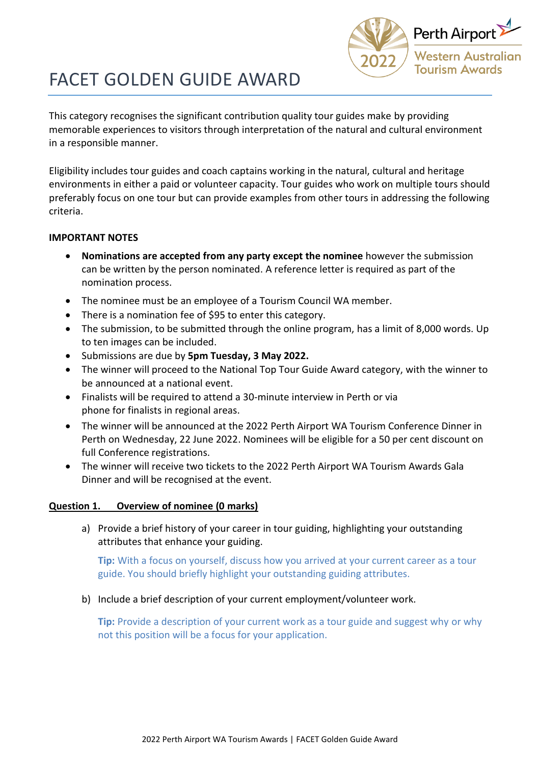# FACET GOLDEN GUIDE AWARD

This category recognises the significant contribution quality tour guides make by providing memorable experiences to visitors through interpretation of the natural and cultural environment in a responsible manner.

Eligibility includes tour guides and coach captains working in the natural, cultural and heritage environments in either a paid or volunteer capacity. Tour guides who work on multiple tours should preferably focus on one tour but can provide examples from other tours in addressing the following criteria.

**IMPORTANT NOTES**

- **Nominations are accepted from any party except the nominee** however the submission can be written by the person nominated. A reference letter is required as part of the nomination process.
- The nominee must be an employee of a Tourism Council WA member.
- There is a nomination fee of $95 to enter this category.
- The submission, to be submitted through the online program, has a limit of 8,000 words. Up to ten images can be included.
- Submissions are due by **5pm Tuesday, 3 May 2022.**
- The winner will proceed to the National Top Tour Guide Award category, with the winner to be announced at a national event.
- Finalists will be required to attend a 30-minute interview in Perth or via phone for finalists in regional areas.
- The winner will be announced at the 2022 Perth Airport WA Tourism Conference Dinner in Perth on Wednesday, 22 June 2022. Nominees will be eligible for a 50 per cent discount on full Conference registrations.
- The winner will receive two tickets to the 2022 Perth Airport WA Tourism Awards Gala Dinner and will be recognised at the event.

**Question 1. Overview of nominee (0 marks)**

a) Provide a brief history of your career in tour guiding, highlighting your outstanding attributes that enhance your guiding.

**Tip:** With a focus on yourself, discuss how you arrived at your current career as a tour guide. You should briefly highlight your outstanding guiding attributes.

b) Include a brief description of your current employment/volunteer work.

**Tip:** Provide a description of your current work as a tour guide and suggest why or why not this position will be a focus for your application.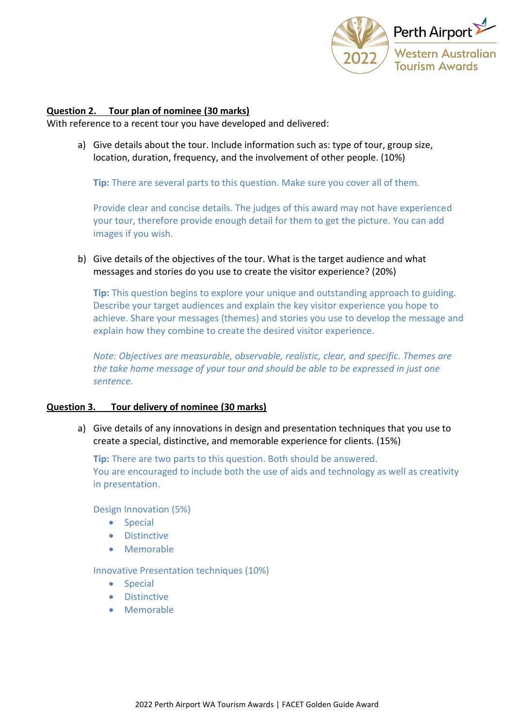**Question 2. Tour plan of nominee (30 marks)**

With reference to a recent tour you have developed and delivered:

a) Give details about the tour. Include information such as: type of tour, group size, location, duration, frequency, and the involvement of other people. (10%)

**Tip:** There are several parts to this question. Make sure you cover all of them.

Provide clear and concise details. The judges of this award may not have experienced your tour, therefore provide enough detail for them to get the picture. You can add images if you wish.

b) Give details of the objectives of the tour. What is the target audience and what messages and stories do you use to create the visitor experience? (20%)

**Tip:** This question begins to explore your unique and outstanding approach to guiding. Describe your target audiences and explain the key visitor experience you hope to achieve. Share your messages (themes) and stories you use to develop the message and explain how they combine to create the desired visitor experience.

*Note: Objectives are measurable, observable, realistic, clear, and specific. Themes are the take home message of your tour and should be able to be expressed in just one sentence.*

**Question 3. Tour delivery of nominee (30 marks)**

a) Give details of any innovations in design and presentation techniques that you use to create a special, distinctive, and memorable experience for clients. (15%)

**Tip:** There are two parts to this question. Both should be answered.
You are encouraged to include both the use of aids and technology as well as creativity in presentation.

Design Innovation (5%)

- Special
- Distinctive
- Memorable

Innovative Presentation techniques (10%)

- Special
- Distinctive
- Memorable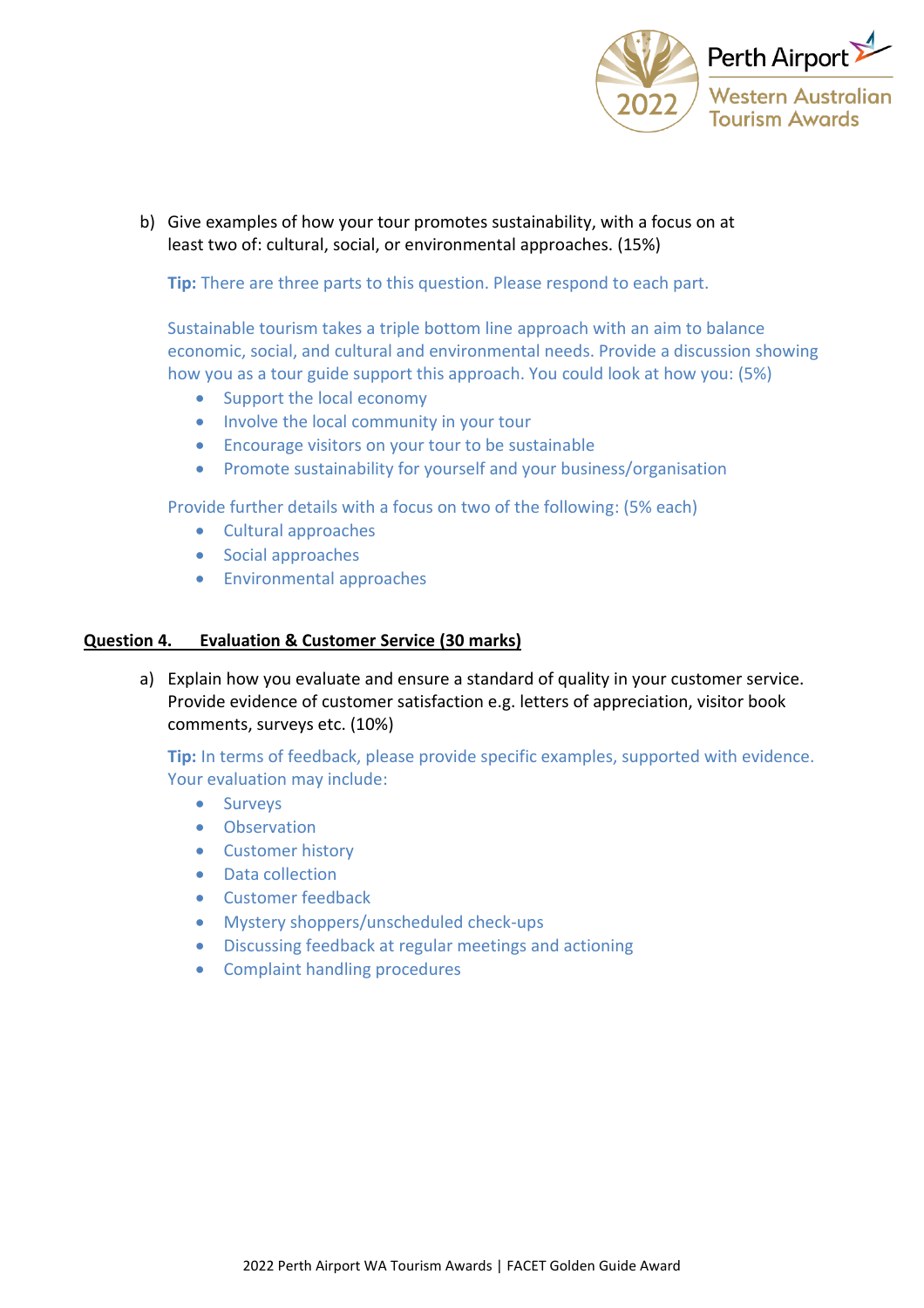b) Give examples of how your tour promotes sustainability, with a focus on at least two of: cultural, social, or environmental approaches. (15%)

**Tip:** There are three parts to this question. Please respond to each part.

Sustainable tourism takes a triple bottom line approach with an aim to balance economic, social, and cultural and environmental needs. Provide a discussion showing how you as a tour guide support this approach. You could look at how you: (5%)

- Support the local economy
- Involve the local community in your tour
- Encourage visitors on your tour to be sustainable
- Promote sustainability for yourself and your business/organisation

Provide further details with a focus on two of the following: (5% each)

- Cultural approaches
- Social approaches
- Environmental approaches

## Question 4. Evaluation & Customer Service (30 marks)

a) Explain how you evaluate and ensure a standard of quality in your customer service. Provide evidence of customer satisfaction e.g. letters of appreciation, visitor book comments, surveys etc. (10%)

**Tip:** In terms of feedback, please provide specific examples, supported with evidence. Your evaluation may include:

- Surveys
- Observation
- Customer history
- Data collection
- Customer feedback
- Mystery shoppers/unscheduled check-ups
- Discussing feedback at regular meetings and actioning
- Complaint handling procedures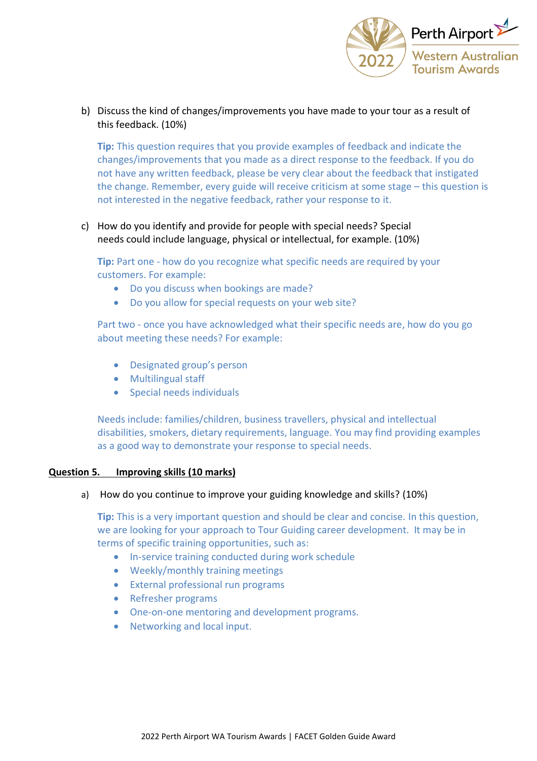b) Discuss the kind of changes/improvements you have made to your tour as a result of this feedback. (10%)

**Tip:** This question requires that you provide examples of feedback and indicate the changes/improvements that you made as a direct response to the feedback. If you do not have any written feedback, please be very clear about the feedback that instigated the change. Remember, every guide will receive criticism at some stage – this question is not interested in the negative feedback, rather your response to it.

c) How do you identify and provide for people with special needs? Special needs could include language, physical or intellectual, for example. (10%)

**Tip:** Part one - how do you recognize what specific needs are required by your customers. For example:

- Do you discuss when bookings are made?
- Do you allow for special requests on your web site?

Part two - once you have acknowledged what their specific needs are, how do you go about meeting these needs? For example:

- Designated group's person
- Multilingual staff
- Special needs individuals

Needs include: families/children, business travellers, physical and intellectual disabilities, smokers, dietary requirements, language. You may find providing examples as a good way to demonstrate your response to special needs.

## Question 5. Improving skills (10 marks)

a) How do you continue to improve your guiding knowledge and skills? (10%)

**Tip:** This is a very important question and should be clear and concise. In this question, we are looking for your approach to Tour Guiding career development. It may be in terms of specific training opportunities, such as:

- In-service training conducted during work schedule
- Weekly/monthly training meetings
- External professional run programs
- Refresher programs
- One-on-one mentoring and development programs.
- Networking and local input.